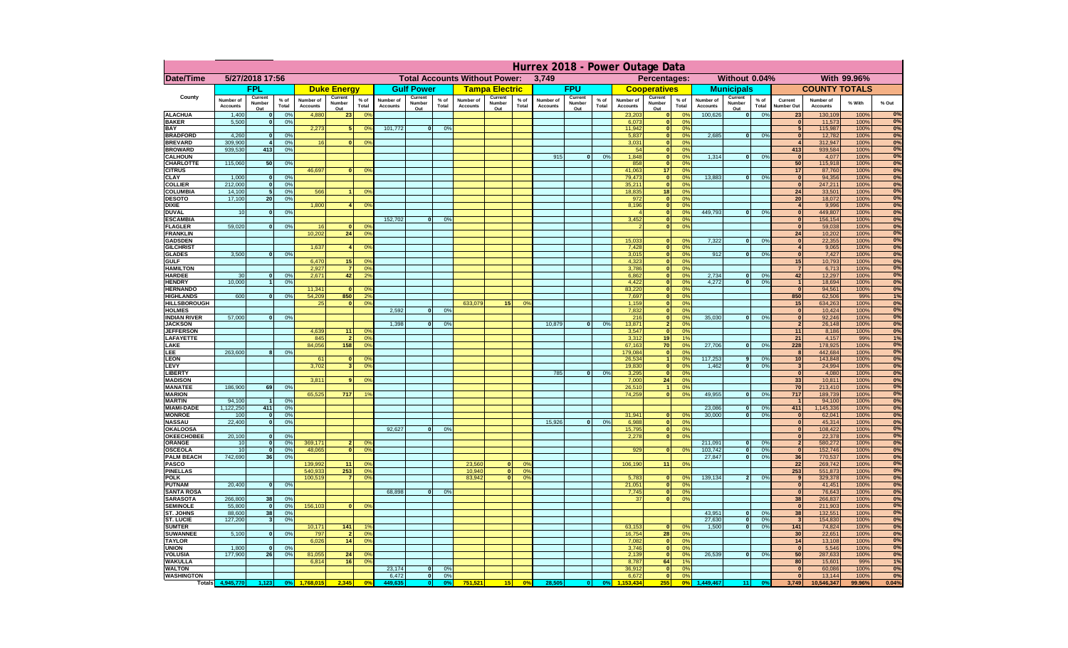# Hurrex 2018 - Power Outage Data

| Date/Time | 5/27/2018 17:56 | | | | | | | Total Accounts Without Power: | | | | 3,749 | | | | Percentages: | | | Without 0.04% | | | | With 99.96% | | |
|---|---|---|---|---|---|---|---|---|---|---|---|---|---|---|---|---|---|---|---|---|---|---|---|---|---|
| | FPL | | | Duke Energy | | | Gulf Power | | | Tampa Electric | | | FPU | | | Cooperatives | | | Municipals | | | COUNTY TOTALS | | | |
| County | Number of Accounts | Current Number Out | % of Total | Number of Accounts | Current Number Out | % of Total | Number of Accounts | Current Number Out | % of Total | Number of Accounts | Current Number Out | % of Total | Number of Accounts | Current Number Out | % of Total | Number of Accounts | Current Number Out | % of Total | Number of Accounts | Current Number Out | % of Total | Current Number Out | Number of Accounts | % With | % Out |
| ALACHUA | 1,400 | 0 | 0% | 4,880 | 23 | 0% | | | | | | | | | | 23,203 | 0 | 0% | 100,626 | 0 | 0% | 23 | 130,109 | 100% | 0% |
| BAKER | 5,500 | 0 | 0% | | | | | | | | | | | | | 6,073 | 0 | 0% | | | | 0 | 11,573 | 100% | 0% |
| BAY | | | | 2,273 | 5 | 0% | 101,772 | 0 | 0% | | | | | | | 11,942 | 0 | 0% | | | | 5 | 115,987 | 100% | 0% |
| BRADFORD | 4,260 | 0 | 0% | | | | | | | | | | | | | 5,837 | 0 | 0% | 2,685 | 0 | 0% | 0 | 12,782 | 100% | 0% |
| BREVARD | 309,900 | 4 | 0% | 16 | 0 | 0% | | | | | | | | | | 3,031 | 0 | 0% | | | | 4 | 312,947 | 100% | 0% |
| BROWARD | 939,530 | 413 | 0% | | | | | | | | | | | | | 54 | 0 | 0% | | | | 413 | 939,584 | 100% | 0% |
| CALHOUN | | | | | | | | | | | | | 915 | 0 | 0% | 1,848 | 0 | 0% | 1,314 | 0 | 0% | 0 | 4,077 | 100% | 0% |
| CHARLOTTE | 115,060 | 50 | 0% | | | | | | | | | | | | | 858 | 0 | 0% | | | | 50 | 115,918 | 100% | 0% |
| CITRUS | | | | 46,697 | 0 | 0% | | | | | | | | | | 41,063 | 17 | 0% | | | | 17 | 87,760 | 100% | 0% |
| CLAY | 1,000 | 0 | 0% | | | | | | | | | | | | | 79,473 | 0 | 0% | 13,883 | 0 | 0% | 0 | 94,356 | 100% | 0% |
| COLLIER | 212,000 | 0 | 0% | | | | | | | | | | | | | 35,211 | 0 | 0% | | | | 0 | 247,211 | 100% | 0% |
| COLUMBIA | 14,100 | 5 | 0% | 566 | 1 | 0% | | | | | | | | | | 18,835 | 18 | 0% | | | | 24 | 33,501 | 100% | 0% |
| DESOTO | 17,100 | 20 | 0% | | | | | | | | | | | | | 972 | 0 | 0% | | | | 20 | 18,072 | 100% | 0% |
| DIXIE | | | | 1,800 | 4 | 0% | | | | | | | | | | 8,196 | 0 | 0% | | | | 4 | 9,996 | 100% | 0% |
| DUVAL | 10 | 0 | 0% | | | | | | | | | | | | | 4 | 0 | 0% | 449,793 | 0 | 0% | 0 | 449,807 | 100% | 0% |
| ESCAMBIA | | | | | | | 152,702 | 0 | 0% | | | | | | | 3,452 | 0 | 0% | | | | 0 | 156,154 | 100% | 0% |
| FLAGLER | 59,020 | 0 | 0% | 16 | 0 | 0% | | | | | | | | | | 2 | 0 | 0% | | | | 0 | 59,038 | 100% | 0% |
| FRANKLIN | | | | 10,202 | 24 | 0% | | | | | | | | | | | | | | | | 24 | 10,202 | 100% | 0% |
| GADSDEN | | | | | | | | | | | | | | | | 15,033 | 0 | 0% | 7,322 | 0 | 0% | 0 | 22,355 | 100% | 0% |
| GILCHRIST | | | | 1,637 | 4 | 0% | | | | | | | | | | 7,428 | 0 | 0% | | | | 4 | 9,065 | 100% | 0% |
| GLADES | 3,500 | 0 | 0% | | | | | | | | | | | | | 3,015 | 0 | 0% | 912 | 0 | 0% | 0 | 7,427 | 100% | 0% |
| GULF | | | | 6,470 | 15 | 0% | | | | | | | | | | 4,323 | 0 | 0% | | | | 15 | 10,793 | 100% | 0% |
| HAMILTON | | | | 2,927 | 7 | 0% | | | | | | | | | | 3,786 | 0 | 0% | | | | 7 | 6,713 | 100% | 0% |
| HARDEE | 30 | 0 | 0% | 2,671 | 42 | 2% | | | | | | | | | | 6,862 | 0 | 0% | 2,734 | 0 | 0% | 42 | 12,297 | 100% | 0% |
| HENDRY | 10,000 | 1 | 0% | | | | | | | | | | | | | 4,422 | 0 | 0% | 4,272 | 0 | 0% | 1 | 18,694 | 100% | 0% |
| HERNANDO | | | | 11,341 | 0 | 0% | | | | | | | | | | 83,220 | 0 | 0% | | | | 0 | 94,561 | 100% | 0% |
| HIGHLANDS | 600 | 0 | 0% | 54,209 | 850 | 2% | | | | | | | | | | 7,697 | 0 | 0% | | | | 850 | 62,506 | 99% | 1% |
| HILLSBOROUGH | | | | 25 | 0 | 0% | | | | 633,079 | 15 | 0% | | | | 1,159 | 0 | 0% | | | | 15 | 634,263 | 100% | 0% |
| HOLMES | | | | | | | 2,592 | 0 | 0% | | | | | | | 7,832 | 0 | 0% | | | | 0 | 10,424 | 100% | 0% |
| INDIAN RIVER | 57,000 | 0 | 0% | | | | | | | | | | | | | 216 | 0 | 0% | 35,030 | 0 | 0% | 0 | 92,246 | 100% | 0% |
| JACKSON | | | | | | | 1,398 | 0 | 0% | | | | 10,879 | 0 | 0% | 13,871 | 2 | 0% | | | | 2 | 26,148 | 100% | 0% |
| JEFFERSON | | | | 4,639 | 11 | 0% | | | | | | | | | | 3,547 | 0 | 0% | | | | 11 | 8,186 | 100% | 0% |
| LAFAYETTE | | | | 845 | 2 | 0% | | | | | | | | | | 3,312 | 19 | 1% | | | | 21 | 4,157 | 99% | 1% |
| LAKE | | | | 84,056 | 158 | 0% | | | | | | | | | | 67,163 | 70 | 0% | 27,706 | 0 | 0% | 228 | 178,925 | 100% | 0% |
| LEE | 263,600 | 8 | 0% | | | | | | | | | | | | | 179,084 | 0 | 0% | | | | 8 | 442,684 | 100% | 0% |
| LEON | | | | 61 | 0 | 0% | | | | | | | | | | 26,534 | 1 | 0% | 117,253 | 9 | 0% | 10 | 143,848 | 100% | 0% |
| LEVY | | | | 3,702 | 3 | 0% | | | | | | | | | | 19,830 | 0 | 0% | 1,462 | 0 | 0% | 3 | 24,994 | 100% | 0% |
| LIBERTY | | | | | | | | | | | | | 785 | 0 | 0% | 3,295 | 0 | 0% | | | | 0 | 4,080 | 100% | 0% |
| MADISON | | | | 3,811 | 9 | 0% | | | | | | | | | | 7,000 | 24 | 0% | | | | 33 | 10,811 | 100% | 0% |
| MANATEE | 186,900 | 69 | 0% | | | | | | | | | | | | | 26,510 | 1 | 0% | | | | 70 | 213,410 | 100% | 0% |
| MARION | | | | 65,525 | 717 | 1% | | | | | | | | | | 74,259 | 0 | 0% | 49,955 | 0 | 0% | 717 | 189,739 | 100% | 0% |
| MARTIN | 94,100 | 1 | 0% | | | | | | | | | | | | | | | | | | | 1 | 94,100 | 100% | 0% |
| MIAMI-DADE | 1,122,250 | 411 | 0% | | | | | | | | | | | | | | | | 23,086 | 0 | 0% | 411 | 1,145,336 | 100% | 0% |
| MONROE | 100 | 0 | 0% | | | | | | | | | | | | | 31,941 | 0 | 0% | 30,000 | 0 | 0% | 0 | 62,041 | 100% | 0% |
| NASSAU | 22,400 | 0 | 0% | | | | | | | | | | 15,926 | 0 | 0% | 6,988 | 0 | 0% | | | | 0 | 45,314 | 100% | 0% |
| OKALOOSA | | | | | | | 92,627 | 0 | 0% | | | | | | | 15,795 | 0 | 0% | | | | 0 | 108,422 | 100% | 0% |
| OKEECHOBEE | 20,100 | 0 | 0% | | | | | | | | | | | | | 2,278 | 0 | 0% | | | | 0 | 22,378 | 100% | 0% |
| ORANGE | 10 | 0 | 0% | 369,171 | 2 | 0% | | | | | | | | | | | | | 211,091 | 0 | 0% | 2 | 580,272 | 100% | 0% |
| OSCEOLA | 10 | 0 | 0% | 48,065 | 0 | 0% | | | | | | | | | | 929 | 0 | 0% | 103,742 | 0 | 0% | 0 | 152,746 | 100% | 0% |
| PALM BEACH | 742,690 | 36 | 0% | | | | | | | | | | | | | | | | 27,847 | 0 | 0% | 36 | 770,537 | 100% | 0% |
| PASCO | | | | 139,992 | 11 | 0% | | | | 23,560 | 0 | 0% | | | | 106,190 | 11 | 0% | | | | 22 | 269,742 | 100% | 0% |
| PINELLAS | | | | 540,933 | 253 | 0% | | | | 10,940 | 0 | 0% | | | | | | | | | | 253 | 551,873 | 100% | 0% |
| POLK | | | | 100,519 | 7 | 0% | | | | 83,942 | 0 | 0% | | | | 5,783 | 0 | 0% | 139,134 | 2 | 0% | 9 | 329,378 | 100% | 0% |
| PUTNAM | 20,400 | 0 | 0% | | | | | | | | | | | | | 21,051 | 0 | 0% | | | | 0 | 41,451 | 100% | 0% |
| SANTA ROSA | | | | | | | 68,898 | 0 | 0% | | | | | | | 7,745 | 0 | 0% | | | | 0 | 76,643 | 100% | 0% |
| SARASOTA | 266,800 | 38 | 0% | | | | | | | | | | | | | 37 | 0 | 0% | | | | 38 | 266,837 | 100% | 0% |
| SEMINOLE | 55,800 | 0 | 0% | 156,103 | 0 | 0% | | | | | | | | | | | | | | | | 0 | 211,903 | 100% | 0% |
| ST. JOHNS | 88,600 | 38 | 0% | | | | | | | | | | | | | | | | 43,951 | 0 | 0% | 38 | 132,551 | 100% | 0% |
| ST. LUCIE | 127,200 | 3 | 0% | | | | | | | | | | | | | | | | 27,630 | 0 | 0% | 3 | 154,830 | 100% | 0% |
| SUMTER | | | | 10,171 | 141 | 1% | | | | | | | | | | 63,153 | 0 | 0% | 1,500 | 0 | 0% | 141 | 74,824 | 100% | 0% |
| SUWANNEE | 5,100 | 0 | 0% | 797 | 2 | 0% | | | | | | | | | | 16,754 | 28 | 0% | | | | 30 | 22,651 | 100% | 0% |
| TAYLOR | | | | 6,026 | 14 | 0% | | | | | | | | | | 7,082 | 0 | 0% | | | | 14 | 13,108 | 100% | 0% |
| UNION | 1,800 | 0 | 0% | | | | | | | | | | | | | 3,746 | 0 | 0% | | | | 0 | 5,546 | 100% | 0% |
| VOLUSIA | 177,900 | 26 | 0% | 81,055 | 24 | 0% | | | | | | | | | | 2,139 | 0 | 0% | 26,539 | 0 | 0% | 50 | 287,633 | 100% | 0% |
| WAKULLA | | | | 6,814 | 16 | 0% | | | | | | | | | | 8,787 | 64 | 1% | | | | 80 | 15,601 | 99% | 1% |
| WALTON | | | | | | | 23,174 | 0 | 0% | | | | | | | 36,912 | 0 | 0% | | | | 0 | 60,086 | 100% | 0% |
| WASHINGTON | | | | | | | 6,472 | 0 | 0% | | | | | | | 6,672 | 0 | 0% | | | | 0 | 13,144 | 100% | 0% |
| Totals | 4,945,770 | 1,123 | 0% | 1,768,015 | 2,345 | 0% | 449,635 | 0 | 0% | 751,521 | 15 | 0% | 28,505 | 0 | 0% | 1,153,434 | 255 | 0% | 1,449,467 | 11 | 0% | 3,749 | 10,546,347 | 99.96% | 0.04% |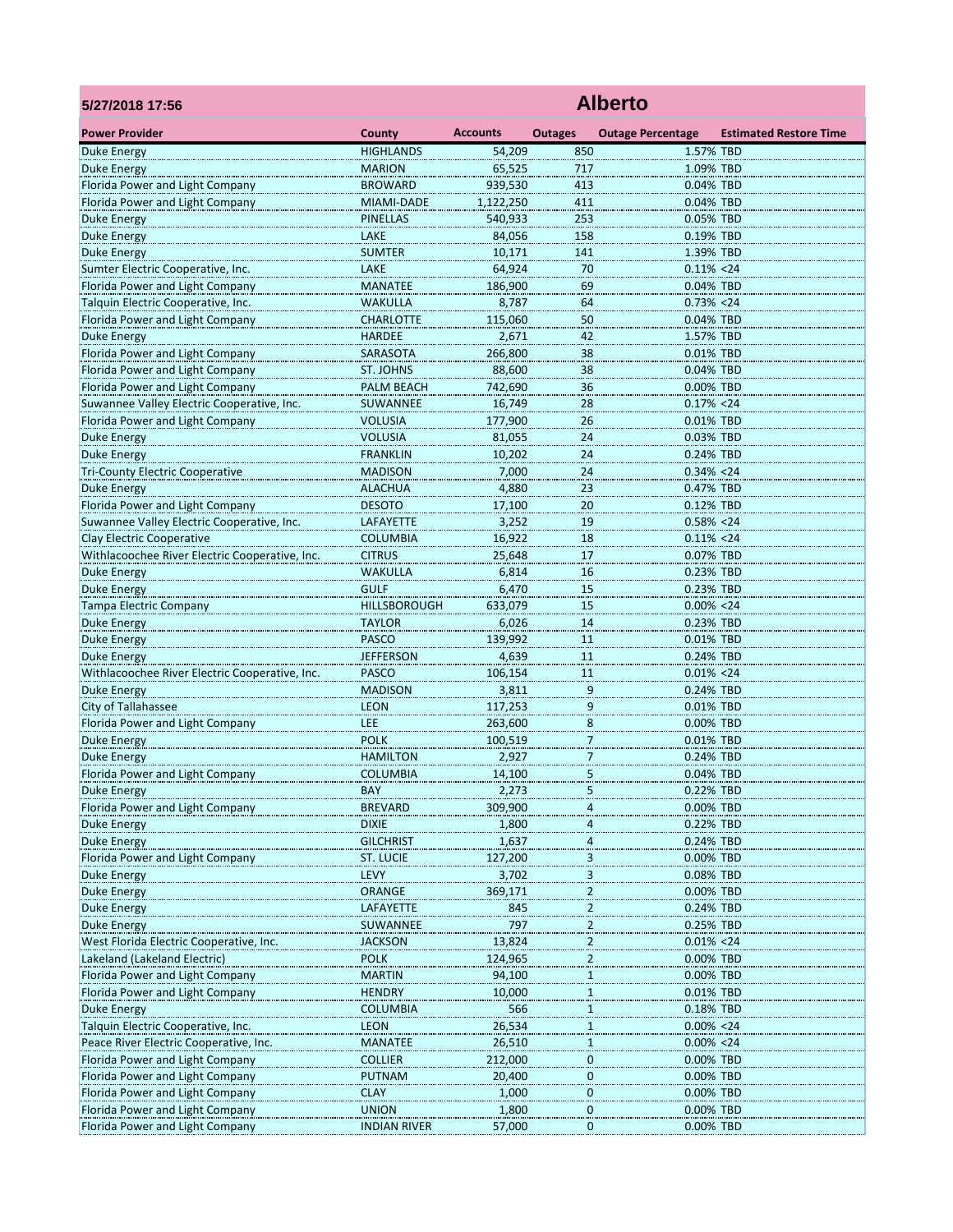| 5/27/2018 17:56 | Alberto | | | | |
|---|---|---|---|---|---|
| **Power Provider** | **County** | **Accounts** | **Outages** | **Outage Percentage** | **Estimated Restore Time** |
| Duke Energy | HIGHLANDS | 54,209 | 850 | 1.57% | TBD |
| Duke Energy | MARION | 65,525 | 717 | 1.09% | TBD |
| Florida Power and Light Company | BROWARD | 939,530 | 413 | 0.04% | TBD |
| Florida Power and Light Company | MIAMI-DADE | 1,122,250 | 411 | 0.04% | TBD |
| Duke Energy | PINELLAS | 540,933 | 253 | 0.05% | TBD |
| Duke Energy | LAKE | 84,056 | 158 | 0.19% | TBD |
| Duke Energy | SUMTER | 10,171 | 141 | 1.39% | TBD |
| Sumter Electric Cooperative, Inc. | LAKE | 64,924 | 70 | 0.11% | <24 |
| Florida Power and Light Company | MANATEE | 186,900 | 69 | 0.04% | TBD |
| Talquin Electric Cooperative, Inc. | WAKULLA | 8,787 | 64 | 0.73% | <24 |
| Florida Power and Light Company | CHARLOTTE | 115,060 | 50 | 0.04% | TBD |
| Duke Energy | HARDEE | 2,671 | 42 | 1.57% | TBD |
| Florida Power and Light Company | SARASOTA | 266,800 | 38 | 0.01% | TBD |
| Florida Power and Light Company | ST. JOHNS | 88,600 | 38 | 0.04% | TBD |
| Florida Power and Light Company | PALM BEACH | 742,690 | 36 | 0.00% | TBD |
| Suwannee Valley Electric Cooperative, Inc. | SUWANNEE | 16,749 | 28 | 0.17% | <24 |
| Florida Power and Light Company | VOLUSIA | 177,900 | 26 | 0.01% | TBD |
| Duke Energy | VOLUSIA | 81,055 | 24 | 0.03% | TBD |
| Duke Energy | FRANKLIN | 10,202 | 24 | 0.24% | TBD |
| Tri-County Electric Cooperative | MADISON | 7,000 | 24 | 0.34% | <24 |
| Duke Energy | ALACHUA | 4,880 | 23 | 0.47% | TBD |
| Florida Power and Light Company | DESOTO | 17,100 | 20 | 0.12% | TBD |
| Suwannee Valley Electric Cooperative, Inc. | LAFAYETTE | 3,252 | 19 | 0.58% | <24 |
| Clay Electric Cooperative | COLUMBIA | 16,922 | 18 | 0.11% | <24 |
| Withlacoochee River Electric Cooperative, Inc. | CITRUS | 25,648 | 17 | 0.07% | TBD |
| Duke Energy | WAKULLA | 6,814 | 16 | 0.23% | TBD |
| Duke Energy | GULF | 6,470 | 15 | 0.23% | TBD |
| Tampa Electric Company | HILLSBOROUGH | 633,079 | 15 | 0.00% | <24 |
| Duke Energy | TAYLOR | 6,026 | 14 | 0.23% | TBD |
| Duke Energy | PASCO | 139,992 | 11 | 0.01% | TBD |
| Duke Energy | JEFFERSON | 4,639 | 11 | 0.24% | TBD |
| Withlacoochee River Electric Cooperative, Inc. | PASCO | 106,154 | 11 | 0.01% | <24 |
| Duke Energy | MADISON | 3,811 | 9 | 0.24% | TBD |
| City of Tallahassee | LEON | 117,253 | 9 | 0.01% | TBD |
| Florida Power and Light Company | LEE | 263,600 | 8 | 0.00% | TBD |
| Duke Energy | POLK | 100,519 | 7 | 0.01% | TBD |
| Duke Energy | HAMILTON | 2,927 | 7 | 0.24% | TBD |
| Florida Power and Light Company | COLUMBIA | 14,100 | 5 | 0.04% | TBD |
| Duke Energy | BAY | 2,273 | 5 | 0.22% | TBD |
| Florida Power and Light Company | BREVARD | 309,900 | 4 | 0.00% | TBD |
| Duke Energy | DIXIE | 1,800 | 4 | 0.22% | TBD |
| Duke Energy | GILCHRIST | 1,637 | 4 | 0.24% | TBD |
| Florida Power and Light Company | ST. LUCIE | 127,200 | 3 | 0.00% | TBD |
| Duke Energy | LEVY | 3,702 | 3 | 0.08% | TBD |
| Duke Energy | ORANGE | 369,171 | 2 | 0.00% | TBD |
| Duke Energy | LAFAYETTE | 845 | 2 | 0.24% | TBD |
| Duke Energy | SUWANNEE | 797 | 2 | 0.25% | TBD |
| West Florida Electric Cooperative, Inc. | JACKSON | 13,824 | 2 | 0.01% | <24 |
| Lakeland (Lakeland Electric) | POLK | 124,965 | 2 | 0.00% | TBD |
| Florida Power and Light Company | MARTIN | 94,100 | 1 | 0.00% | TBD |
| Florida Power and Light Company | HENDRY | 10,000 | 1 | 0.01% | TBD |
| Duke Energy | COLUMBIA | 566 | 1 | 0.18% | TBD |
| Talquin Electric Cooperative, Inc. | LEON | 26,534 | 1 | 0.00% | <24 |
| Peace River Electric Cooperative, Inc. | MANATEE | 26,510 | 1 | 0.00% | <24 |
| Florida Power and Light Company | COLLIER | 212,000 | 0 | 0.00% | TBD |
| Florida Power and Light Company | PUTNAM | 20,400 | 0 | 0.00% | TBD |
| Florida Power and Light Company | CLAY | 1,000 | 0 | 0.00% | TBD |
| Florida Power and Light Company | UNION | 1,800 | 0 | 0.00% | TBD |
| Florida Power and Light Company | INDIAN RIVER | 57,000 | 0 | 0.00% | TBD |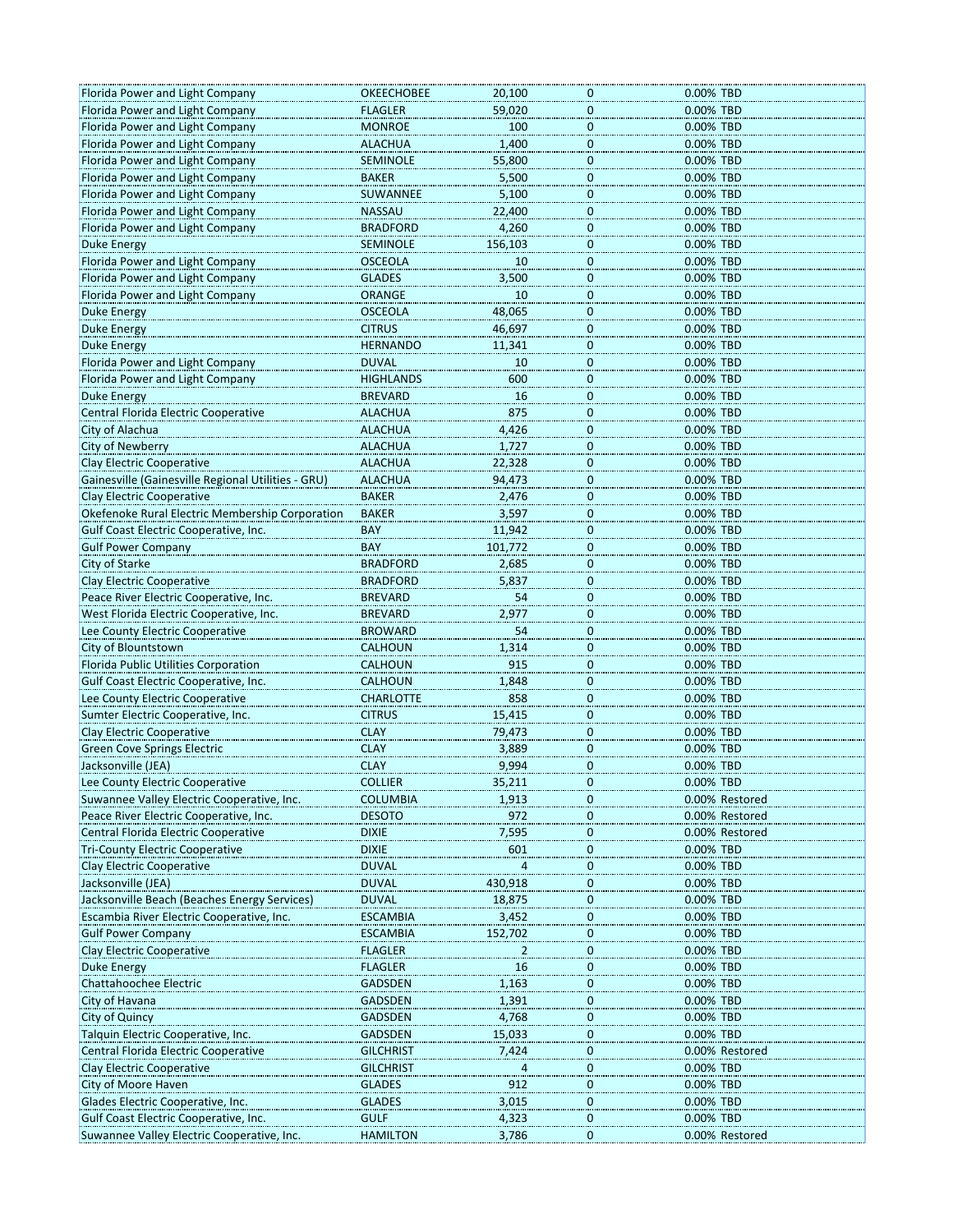| | | | | | |
|---|---|---|---|---|---|
| Florida Power and Light Company | OKEECHOBEE | 20,100 | 0 | 0.00% | TBD |
| Florida Power and Light Company | FLAGLER | 59,020 | 0 | 0.00% | TBD |
| Florida Power and Light Company | MONROE | 100 | 0 | 0.00% | TBD |
| Florida Power and Light Company | ALACHUA | 1,400 | 0 | 0.00% | TBD |
| Florida Power and Light Company | SEMINOLE | 55,800 | 0 | 0.00% | TBD |
| Florida Power and Light Company | BAKER | 5,500 | 0 | 0.00% | TBD |
| Florida Power and Light Company | SUWANNEE | 5,100 | 0 | 0.00% | TBD |
| Florida Power and Light Company | NASSAU | 22,400 | 0 | 0.00% | TBD |
| Florida Power and Light Company | BRADFORD | 4,260 | 0 | 0.00% | TBD |
| Duke Energy | SEMINOLE | 156,103 | 0 | 0.00% | TBD |
| Florida Power and Light Company | OSCEOLA | 10 | 0 | 0.00% | TBD |
| Florida Power and Light Company | GLADES | 3,500 | 0 | 0.00% | TBD |
| Florida Power and Light Company | ORANGE | 10 | 0 | 0.00% | TBD |
| Duke Energy | OSCEOLA | 48,065 | 0 | 0.00% | TBD |
| Duke Energy | CITRUS | 46,697 | 0 | 0.00% | TBD |
| Duke Energy | HERNANDO | 11,341 | 0 | 0.00% | TBD |
| Florida Power and Light Company | DUVAL | 10 | 0 | 0.00% | TBD |
| Florida Power and Light Company | HIGHLANDS | 600 | 0 | 0.00% | TBD |
| Duke Energy | BREVARD | 16 | 0 | 0.00% | TBD |
| Central Florida Electric Cooperative | ALACHUA | 875 | 0 | 0.00% | TBD |
| City of Alachua | ALACHUA | 4,426 | 0 | 0.00% | TBD |
| City of Newberry | ALACHUA | 1,727 | 0 | 0.00% | TBD |
| Clay Electric Cooperative | ALACHUA | 22,328 | 0 | 0.00% | TBD |
| Gainesville (Gainesville Regional Utilities - GRU) | ALACHUA | 94,473 | 0 | 0.00% | TBD |
| Clay Electric Cooperative | BAKER | 2,476 | 0 | 0.00% | TBD |
| Okefenoke Rural Electric Membership Corporation | BAKER | 3,597 | 0 | 0.00% | TBD |
| Gulf Coast Electric Cooperative, Inc. | BAY | 11,942 | 0 | 0.00% | TBD |
| Gulf Power Company | BAY | 101,772 | 0 | 0.00% | TBD |
| City of Starke | BRADFORD | 2,685 | 0 | 0.00% | TBD |
| Clay Electric Cooperative | BRADFORD | 5,837 | 0 | 0.00% | TBD |
| Peace River Electric Cooperative, Inc. | BREVARD | 54 | 0 | 0.00% | TBD |
| West Florida Electric Cooperative, Inc. | BREVARD | 2,977 | 0 | 0.00% | TBD |
| Lee County Electric Cooperative | BROWARD | 54 | 0 | 0.00% | TBD |
| City of Blountstown | CALHOUN | 1,314 | 0 | 0.00% | TBD |
| Florida Public Utilities Corporation | CALHOUN | 915 | 0 | 0.00% | TBD |
| Gulf Coast Electric Cooperative, Inc. | CALHOUN | 1,848 | 0 | 0.00% | TBD |
| Lee County Electric Cooperative | CHARLOTTE | 858 | 0 | 0.00% | TBD |
| Sumter Electric Cooperative, Inc. | CITRUS | 15,415 | 0 | 0.00% | TBD |
| Clay Electric Cooperative | CLAY | 79,473 | 0 | 0.00% | TBD |
| Green Cove Springs Electric | CLAY | 3,889 | 0 | 0.00% | TBD |
| Jacksonville (JEA) | CLAY | 9,994 | 0 | 0.00% | TBD |
| Lee County Electric Cooperative | COLLIER | 35,211 | 0 | 0.00% | TBD |
| Suwannee Valley Electric Cooperative, Inc. | COLUMBIA | 1,913 | 0 | 0.00% | Restored |
| Peace River Electric Cooperative, Inc. | DESOTO | 972 | 0 | 0.00% | Restored |
| Central Florida Electric Cooperative | DIXIE | 7,595 | 0 | 0.00% | Restored |
| Tri-County Electric Cooperative | DIXIE | 601 | 0 | 0.00% | TBD |
| Clay Electric Cooperative | DUVAL | 4 | 0 | 0.00% | TBD |
| Jacksonville (JEA) | DUVAL | 430,918 | 0 | 0.00% | TBD |
| Jacksonville Beach (Beaches Energy Services) | DUVAL | 18,875 | 0 | 0.00% | TBD |
| Escambia River Electric Cooperative, Inc. | ESCAMBIA | 3,452 | 0 | 0.00% | TBD |
| Gulf Power Company | ESCAMBIA | 152,702 | 0 | 0.00% | TBD |
| Clay Electric Cooperative | FLAGLER | 2 | 0 | 0.00% | TBD |
| Duke Energy | FLAGLER | 16 | 0 | 0.00% | TBD |
| Chattahoochee Electric | GADSDEN | 1,163 | 0 | 0.00% | TBD |
| City of Havana | GADSDEN | 1,391 | 0 | 0.00% | TBD |
| City of Quincy | GADSDEN | 4,768 | 0 | 0.00% | TBD |
| Talquin Electric Cooperative, Inc. | GADSDEN | 15,033 | 0 | 0.00% | TBD |
| Central Florida Electric Cooperative | GILCHRIST | 7,424 | 0 | 0.00% | Restored |
| Clay Electric Cooperative | GILCHRIST | 4 | 0 | 0.00% | TBD |
| City of Moore Haven | GLADES | 912 | 0 | 0.00% | TBD |
| Glades Electric Cooperative, Inc. | GLADES | 3,015 | 0 | 0.00% | TBD |
| Gulf Coast Electric Cooperative, Inc. | GULF | 4,323 | 0 | 0.00% | TBD |
| Suwannee Valley Electric Cooperative, Inc. | HAMILTON | 3,786 | 0 | 0.00% | Restored |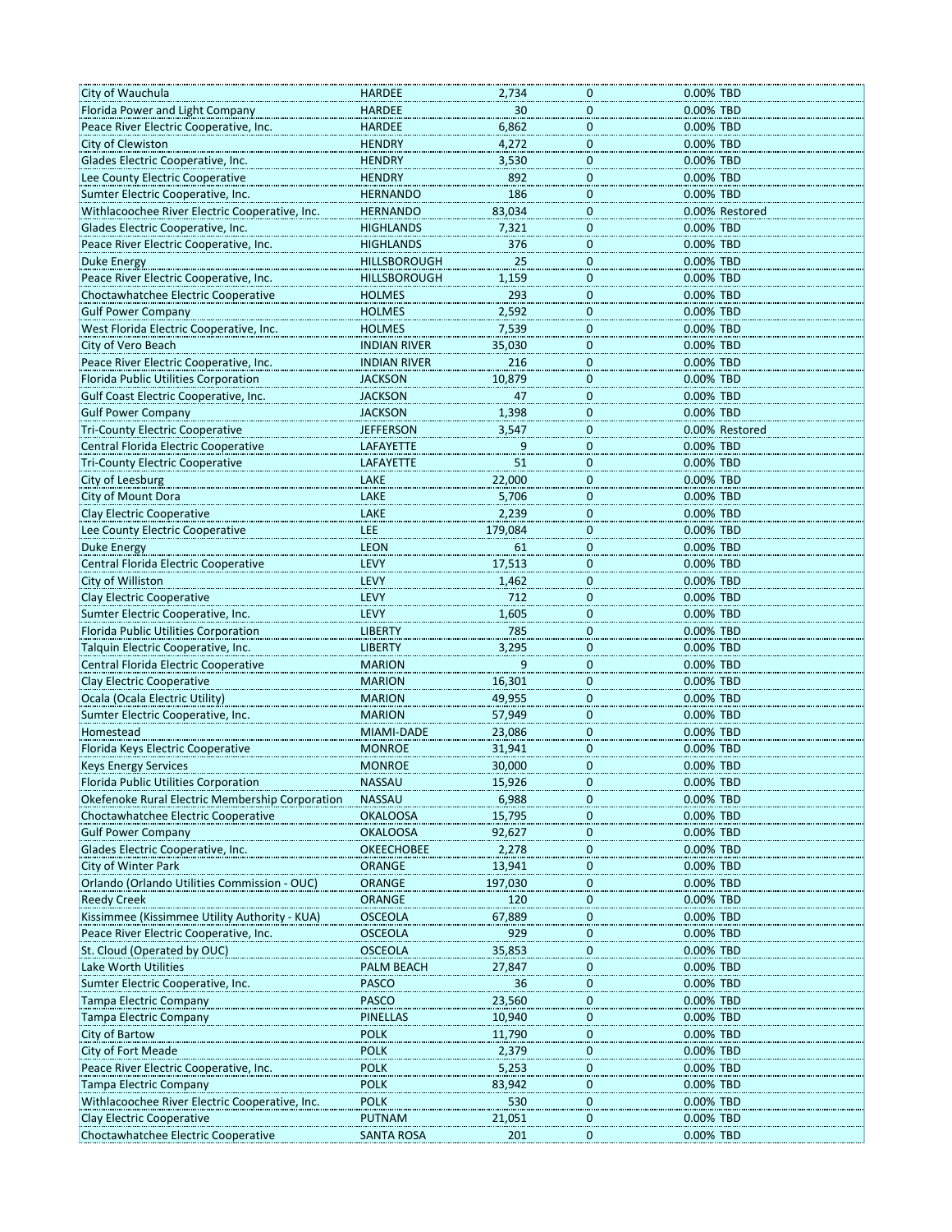| | | | | | |
|---|---|---|---|---|---|
| City of Wauchula | HARDEE | 2,734 | 0 | 0.00% | TBD |
| Florida Power and Light Company | HARDEE | 30 | 0 | 0.00% | TBD |
| Peace River Electric Cooperative, Inc. | HARDEE | 6,862 | 0 | 0.00% | TBD |
| City of Clewiston | HENDRY | 4,272 | 0 | 0.00% | TBD |
| Glades Electric Cooperative, Inc. | HENDRY | 3,530 | 0 | 0.00% | TBD |
| Lee County Electric Cooperative | HENDRY | 892 | 0 | 0.00% | TBD |
| Sumter Electric Cooperative, Inc. | HERNANDO | 186 | 0 | 0.00% | TBD |
| Withlacoochee River Electric Cooperative, Inc. | HERNANDO | 83,034 | 0 | 0.00% | Restored |
| Glades Electric Cooperative, Inc. | HIGHLANDS | 7,321 | 0 | 0.00% | TBD |
| Peace River Electric Cooperative, Inc. | HIGHLANDS | 376 | 0 | 0.00% | TBD |
| Duke Energy | HILLSBOROUGH | 25 | 0 | 0.00% | TBD |
| Peace River Electric Cooperative, Inc. | HILLSBOROUGH | 1,159 | 0 | 0.00% | TBD |
| Choctawhatchee Electric Cooperative | HOLMES | 293 | 0 | 0.00% | TBD |
| Gulf Power Company | HOLMES | 2,592 | 0 | 0.00% | TBD |
| West Florida Electric Cooperative, Inc. | HOLMES | 7,539 | 0 | 0.00% | TBD |
| City of Vero Beach | INDIAN RIVER | 35,030 | 0 | 0.00% | TBD |
| Peace River Electric Cooperative, Inc. | INDIAN RIVER | 216 | 0 | 0.00% | TBD |
| Florida Public Utilities Corporation | JACKSON | 10,879 | 0 | 0.00% | TBD |
| Gulf Coast Electric Cooperative, Inc. | JACKSON | 47 | 0 | 0.00% | TBD |
| Gulf Power Company | JACKSON | 1,398 | 0 | 0.00% | TBD |
| Tri-County Electric Cooperative | JEFFERSON | 3,547 | 0 | 0.00% | Restored |
| Central Florida Electric Cooperative | LAFAYETTE | 9 | 0 | 0.00% | TBD |
| Tri-County Electric Cooperative | LAFAYETTE | 51 | 0 | 0.00% | TBD |
| City of Leesburg | LAKE | 22,000 | 0 | 0.00% | TBD |
| City of Mount Dora | LAKE | 5,706 | 0 | 0.00% | TBD |
| Clay Electric Cooperative | LAKE | 2,239 | 0 | 0.00% | TBD |
| Lee County Electric Cooperative | LEE | 179,084 | 0 | 0.00% | TBD |
| Duke Energy | LEON | 61 | 0 | 0.00% | TBD |
| Central Florida Electric Cooperative | LEVY | 17,513 | 0 | 0.00% | TBD |
| City of Williston | LEVY | 1,462 | 0 | 0.00% | TBD |
| Clay Electric Cooperative | LEVY | 712 | 0 | 0.00% | TBD |
| Sumter Electric Cooperative, Inc. | LEVY | 1,605 | 0 | 0.00% | TBD |
| Florida Public Utilities Corporation | LIBERTY | 785 | 0 | 0.00% | TBD |
| Talquin Electric Cooperative, Inc. | LIBERTY | 3,295 | 0 | 0.00% | TBD |
| Central Florida Electric Cooperative | MARION | 9 | 0 | 0.00% | TBD |
| Clay Electric Cooperative | MARION | 16,301 | 0 | 0.00% | TBD |
| Ocala (Ocala Electric Utility) | MARION | 49,955 | 0 | 0.00% | TBD |
| Sumter Electric Cooperative, Inc. | MARION | 57,949 | 0 | 0.00% | TBD |
| Homestead | MIAMI-DADE | 23,086 | 0 | 0.00% | TBD |
| Florida Keys Electric Cooperative | MONROE | 31,941 | 0 | 0.00% | TBD |
| Keys Energy Services | MONROE | 30,000 | 0 | 0.00% | TBD |
| Florida Public Utilities Corporation | NASSAU | 15,926 | 0 | 0.00% | TBD |
| Okefenoke Rural Electric Membership Corporation | NASSAU | 6,988 | 0 | 0.00% | TBD |
| Choctawhatchee Electric Cooperative | OKALOOSA | 15,795 | 0 | 0.00% | TBD |
| Gulf Power Company | OKALOOSA | 92,627 | 0 | 0.00% | TBD |
| Glades Electric Cooperative, Inc. | OKEECHOBEE | 2,278 | 0 | 0.00% | TBD |
| City of Winter Park | ORANGE | 13,941 | 0 | 0.00% | TBD |
| Orlando (Orlando Utilities Commission - OUC) | ORANGE | 197,030 | 0 | 0.00% | TBD |
| Reedy Creek | ORANGE | 120 | 0 | 0.00% | TBD |
| Kissimmee (Kissimmee Utility Authority - KUA) | OSCEOLA | 67,889 | 0 | 0.00% | TBD |
| Peace River Electric Cooperative, Inc. | OSCEOLA | 929 | 0 | 0.00% | TBD |
| St. Cloud (Operated by OUC) | OSCEOLA | 35,853 | 0 | 0.00% | TBD |
| Lake Worth Utilities | PALM BEACH | 27,847 | 0 | 0.00% | TBD |
| Sumter Electric Cooperative, Inc. | PASCO | 36 | 0 | 0.00% | TBD |
| Tampa Electric Company | PASCO | 23,560 | 0 | 0.00% | TBD |
| Tampa Electric Company | PINELLAS | 10,940 | 0 | 0.00% | TBD |
| City of Bartow | POLK | 11,790 | 0 | 0.00% | TBD |
| City of Fort Meade | POLK | 2,379 | 0 | 0.00% | TBD |
| Peace River Electric Cooperative, Inc. | POLK | 5,253 | 0 | 0.00% | TBD |
| Tampa Electric Company | POLK | 83,942 | 0 | 0.00% | TBD |
| Withlacoochee River Electric Cooperative, Inc. | POLK | 530 | 0 | 0.00% | TBD |
| Clay Electric Cooperative | PUTNAM | 21,051 | 0 | 0.00% | TBD |
| Choctawhatchee Electric Cooperative | SANTA ROSA | 201 | 0 | 0.00% | TBD |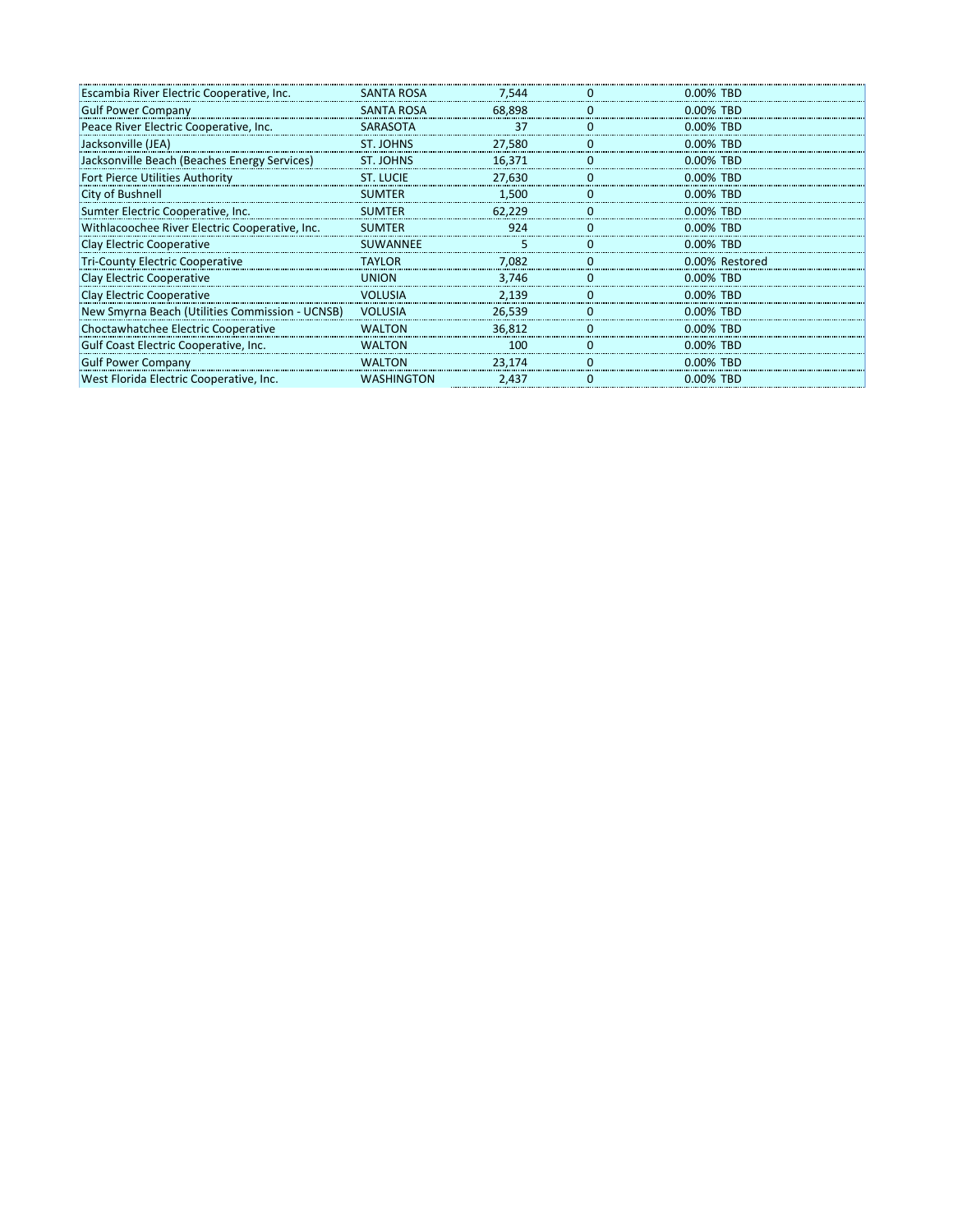| | | | | | |
|---|---|---|---|---|---|
| Escambia River Electric Cooperative, Inc. | SANTA ROSA | 7,544 | 0 | 0.00% | TBD |
| Gulf Power Company | SANTA ROSA | 68,898 | 0 | 0.00% | TBD |
| Peace River Electric Cooperative, Inc. | SARASOTA | 37 | 0 | 0.00% | TBD |
| Jacksonville (JEA) | ST. JOHNS | 27,580 | 0 | 0.00% | TBD |
| Jacksonville Beach (Beaches Energy Services) | ST. JOHNS | 16,371 | 0 | 0.00% | TBD |
| Fort Pierce Utilities Authority | ST. LUCIE | 27,630 | 0 | 0.00% | TBD |
| City of Bushnell | SUMTER | 1,500 | 0 | 0.00% | TBD |
| Sumter Electric Cooperative, Inc. | SUMTER | 62,229 | 0 | 0.00% | TBD |
| Withlacoochee River Electric Cooperative, Inc. | SUMTER | 924 | 0 | 0.00% | TBD |
| Clay Electric Cooperative | SUWANNEE | 5 | 0 | 0.00% | TBD |
| Tri-County Electric Cooperative | TAYLOR | 7,082 | 0 | 0.00% | Restored |
| Clay Electric Cooperative | UNION | 3,746 | 0 | 0.00% | TBD |
| Clay Electric Cooperative | VOLUSIA | 2,139 | 0 | 0.00% | TBD |
| New Smyrna Beach (Utilities Commission - UCNSB) | VOLUSIA | 26,539 | 0 | 0.00% | TBD |
| Choctawhatchee Electric Cooperative | WALTON | 36,812 | 0 | 0.00% | TBD |
| Gulf Coast Electric Cooperative, Inc. | WALTON | 100 | 0 | 0.00% | TBD |
| Gulf Power Company | WALTON | 23,174 | 0 | 0.00% | TBD |
| West Florida Electric Cooperative, Inc. | WASHINGTON | 2,437 | 0 | 0.00% | TBD |